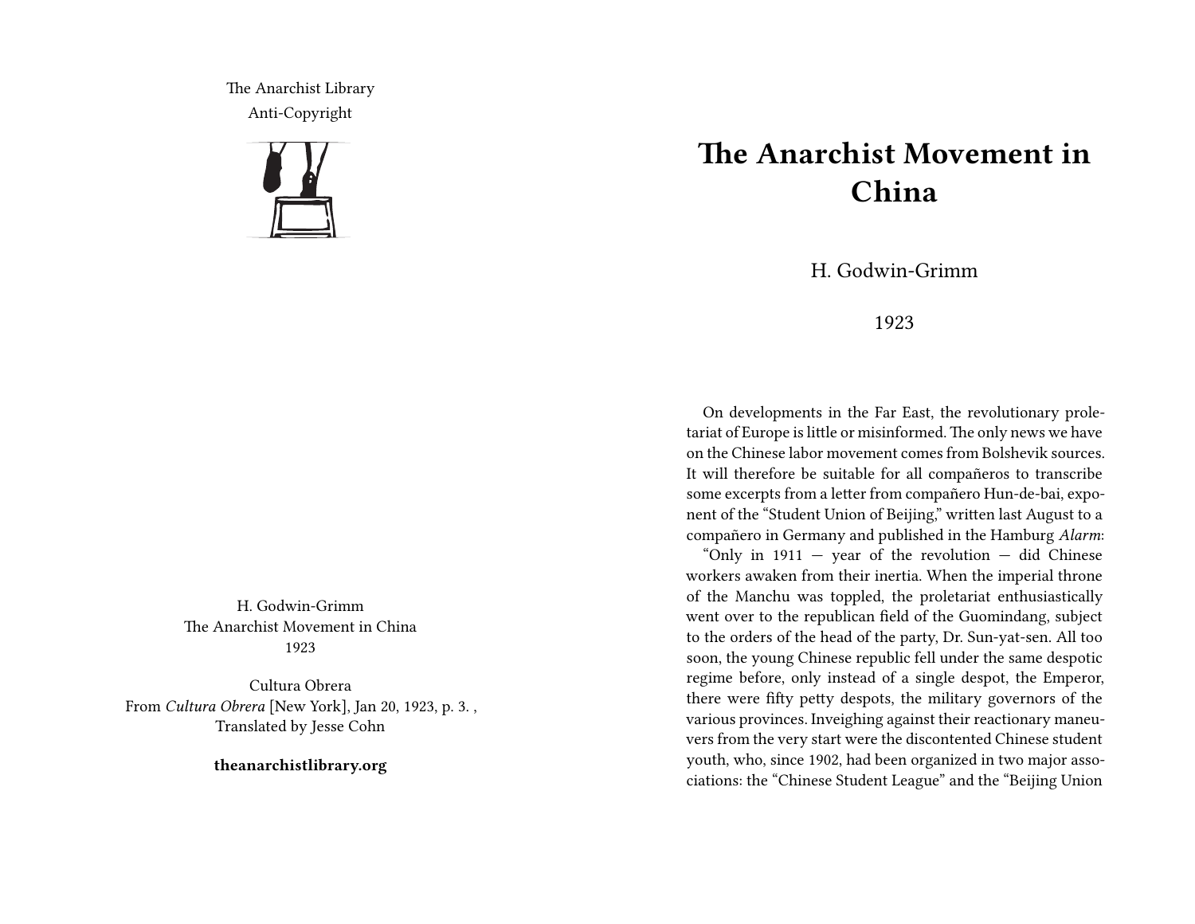The Anarchist Library
Anti-Copyright

H. Godwin-Grimm
The Anarchist Movement in China
1923

Cultura Obrera
From *Cultura Obrera* [New York], Jan 20, 1923, p. 3. ,
Translated by Jesse Cohn

**theanarchistlibrary.org**

# The Anarchist Movement in China

H. Godwin-Grimm

1923

On developments in the Far East, the revolutionary proletariat of Europe is little or misinformed. The only news we have on the Chinese labor movement comes from Bolshevik sources. It will therefore be suitable for all compañeros to transcribe some excerpts from a letter from compañero Hun-de-bai, exponent of the "Student Union of Beijing," written last August to a compañero in Germany and published in the Hamburg *Alarm*:

"Only in 1911 — year of the revolution — did Chinese workers awaken from their inertia. When the imperial throne of the Manchu was toppled, the proletariat enthusiastically went over to the republican field of the Guomindang, subject to the orders of the head of the party, Dr. Sun-yat-sen. All too soon, the young Chinese republic fell under the same despotic regime before, only instead of a single despot, the Emperor, there were fifty petty despots, the military governors of the various provinces. Inveighing against their reactionary maneuvers from the very start were the discontented Chinese student youth, who, since 1902, had been organized in two major associations: the "Chinese Student League" and the "Beijing Union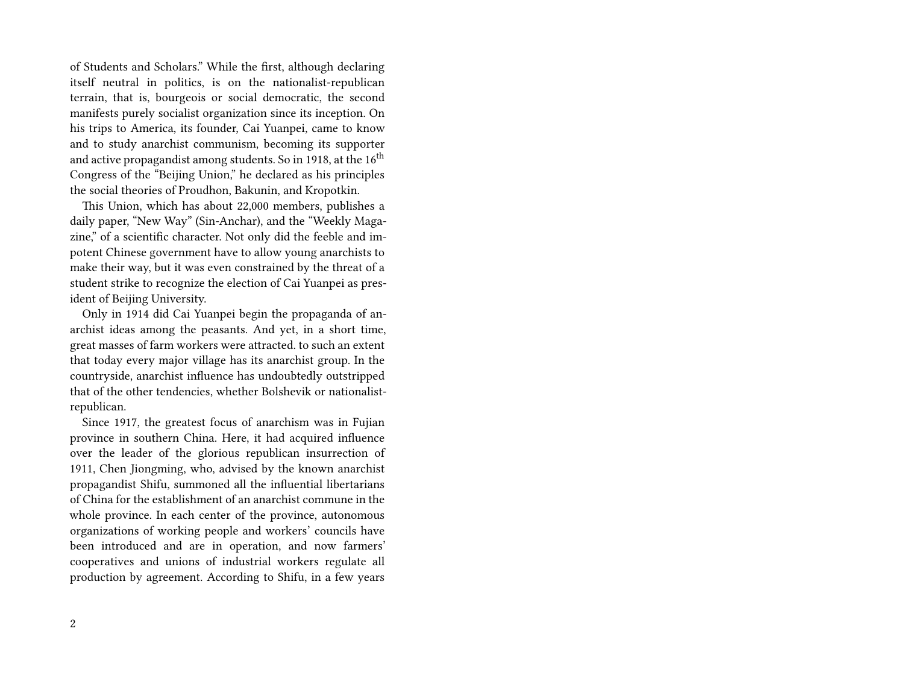of Students and Scholars." While the first, although declaring itself neutral in politics, is on the nationalist-republican terrain, that is, bourgeois or social democratic, the second manifests purely socialist organization since its inception. On his trips to America, its founder, Cai Yuanpei, came to know and to study anarchist communism, becoming its supporter and active propagandist among students. So in 1918, at the 16th Congress of the "Beijing Union," he declared as his principles the social theories of Proudhon, Bakunin, and Kropotkin.

This Union, which has about 22,000 members, publishes a daily paper, "New Way" (Sin-Anchar), and the "Weekly Magazine," of a scientific character. Not only did the feeble and impotent Chinese government have to allow young anarchists to make their way, but it was even constrained by the threat of a student strike to recognize the election of Cai Yuanpei as president of Beijing University.

Only in 1914 did Cai Yuanpei begin the propaganda of anarchist ideas among the peasants. And yet, in a short time, great masses of farm workers were attracted. to such an extent that today every major village has its anarchist group. In the countryside, anarchist influence has undoubtedly outstripped that of the other tendencies, whether Bolshevik or nationalist-republican.

Since 1917, the greatest focus of anarchism was in Fujian province in southern China. Here, it had acquired influence over the leader of the glorious republican insurrection of 1911, Chen Jiongming, who, advised by the known anarchist propagandist Shifu, summoned all the influential libertarians of China for the establishment of an anarchist commune in the whole province. In each center of the province, autonomous organizations of working people and workers' councils have been introduced and are in operation, and now farmers' cooperatives and unions of industrial workers regulate all production by agreement. According to Shifu, in a few years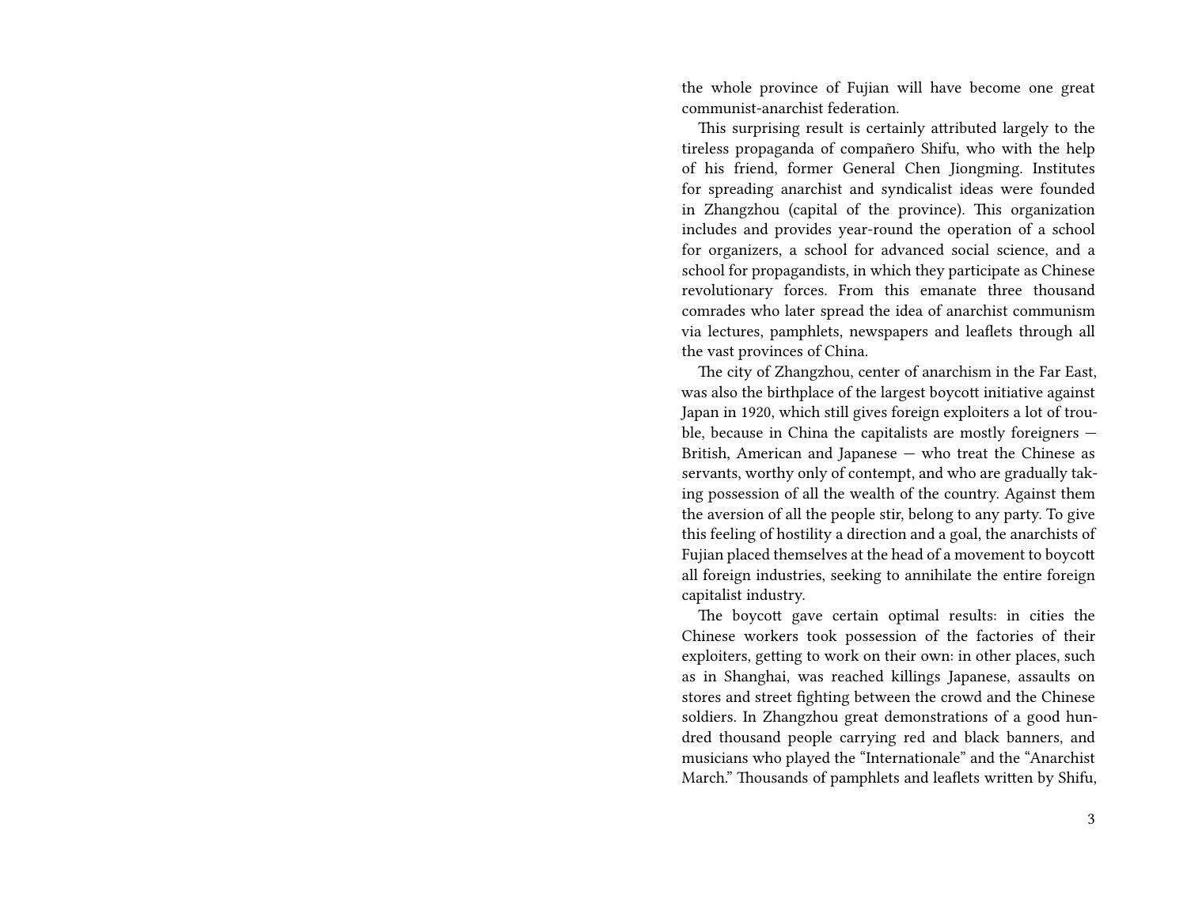the whole province of Fujian will have become one great communist-anarchist federation.

This surprising result is certainly attributed largely to the tireless propaganda of compañero Shifu, who with the help of his friend, former General Chen Jiongming. Institutes for spreading anarchist and syndicalist ideas were founded in Zhangzhou (capital of the province). This organization includes and provides year-round the operation of a school for organizers, a school for advanced social science, and a school for propagandists, in which they participate as Chinese revolutionary forces. From this emanate three thousand comrades who later spread the idea of anarchist communism via lectures, pamphlets, newspapers and leaflets through all the vast provinces of China.

The city of Zhangzhou, center of anarchism in the Far East, was also the birthplace of the largest boycott initiative against Japan in 1920, which still gives foreign exploiters a lot of trouble, because in China the capitalists are mostly foreigners — British, American and Japanese — who treat the Chinese as servants, worthy only of contempt, and who are gradually taking possession of all the wealth of the country. Against them the aversion of all the people stir, belong to any party. To give this feeling of hostility a direction and a goal, the anarchists of Fujian placed themselves at the head of a movement to boycott all foreign industries, seeking to annihilate the entire foreign capitalist industry.

The boycott gave certain optimal results: in cities the Chinese workers took possession of the factories of their exploiters, getting to work on their own: in other places, such as in Shanghai, was reached killings Japanese, assaults on stores and street fighting between the crowd and the Chinese soldiers. In Zhangzhou great demonstrations of a good hundred thousand people carrying red and black banners, and musicians who played the "Internationale" and the "Anarchist March." Thousands of pamphlets and leaflets written by Shifu,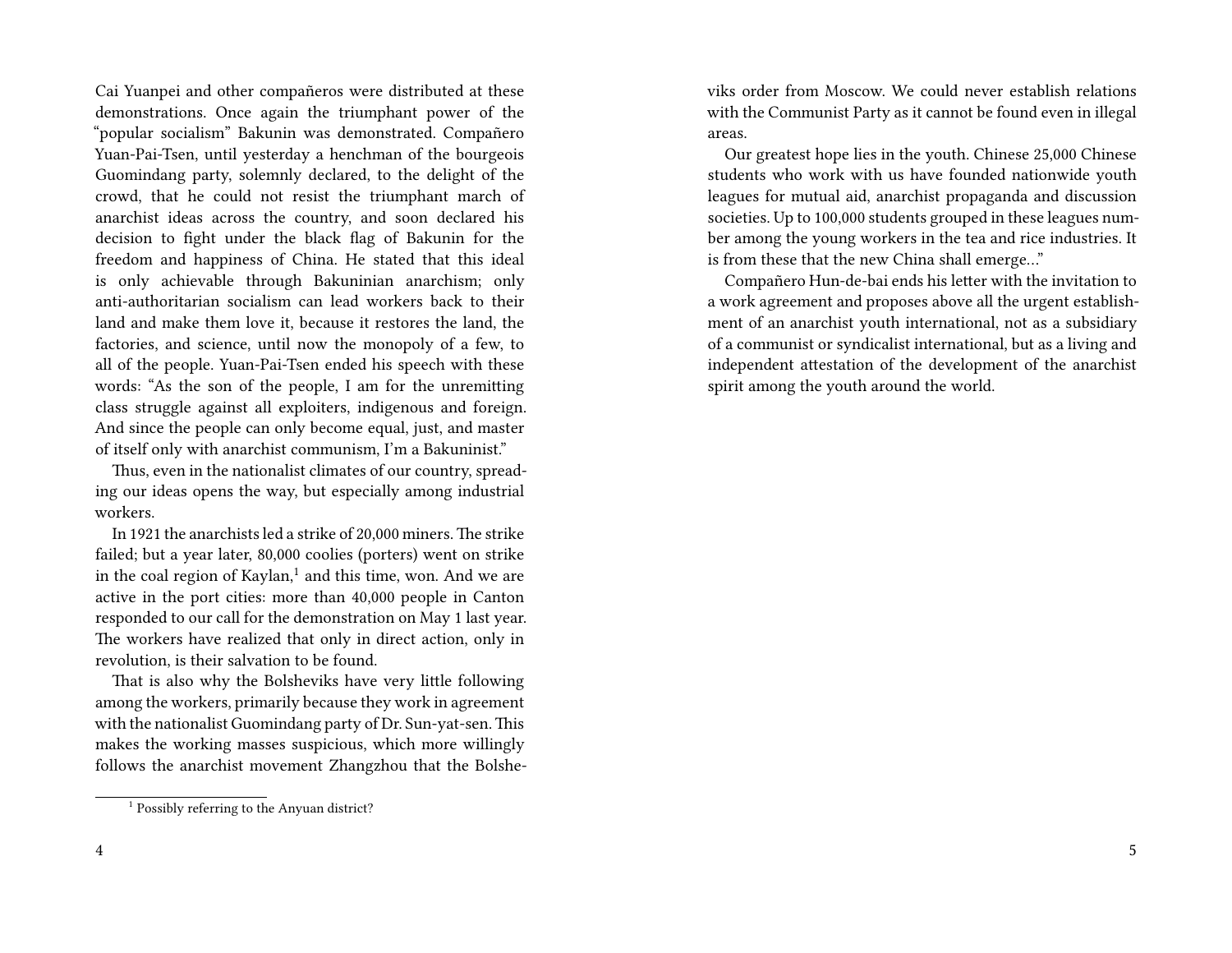Cai Yuanpei and other compañeros were distributed at these demonstrations. Once again the triumphant power of the "popular socialism" Bakunin was demonstrated. Compañero Yuan-Pai-Tsen, until yesterday a henchman of the bourgeois Guomindang party, solemnly declared, to the delight of the crowd, that he could not resist the triumphant march of anarchist ideas across the country, and soon declared his decision to fight under the black flag of Bakunin for the freedom and happiness of China. He stated that this ideal is only achievable through Bakuninian anarchism; only anti-authoritarian socialism can lead workers back to their land and make them love it, because it restores the land, the factories, and science, until now the monopoly of a few, to all of the people. Yuan-Pai-Tsen ended his speech with these words: "As the son of the people, I am for the unremitting class struggle against all exploiters, indigenous and foreign. And since the people can only become equal, just, and master of itself only with anarchist communism, I'm a Bakuninist."

Thus, even in the nationalist climates of our country, spreading our ideas opens the way, but especially among industrial workers.

In 1921 the anarchists led a strike of 20,000 miners. The strike failed; but a year later, 80,000 coolies (porters) went on strike in the coal region of Kaylan,[1] and this time, won. And we are active in the port cities: more than 40,000 people in Canton responded to our call for the demonstration on May 1 last year. The workers have realized that only in direct action, only in revolution, is their salvation to be found.

That is also why the Bolsheviks have very little following among the workers, primarily because they work in agreement with the nationalist Guomindang party of Dr. Sun-yat-sen. This makes the working masses suspicious, which more willingly follows the anarchist movement Zhangzhou that the Bolsheviks order from Moscow. We could never establish relations with the Communist Party as it cannot be found even in illegal areas.

Our greatest hope lies in the youth. Chinese 25,000 Chinese students who work with us have founded nationwide youth leagues for mutual aid, anarchist propaganda and discussion societies. Up to 100,000 students grouped in these leagues number among the young workers in the tea and rice industries. It is from these that the new China shall emerge…"

Compañero Hun-de-bai ends his letter with the invitation to a work agreement and proposes above all the urgent establishment of an anarchist youth international, not as a subsidiary of a communist or syndicalist international, but as a living and independent attestation of the development of the anarchist spirit among the youth around the world.

[1] Possibly referring to the Anyuan district?